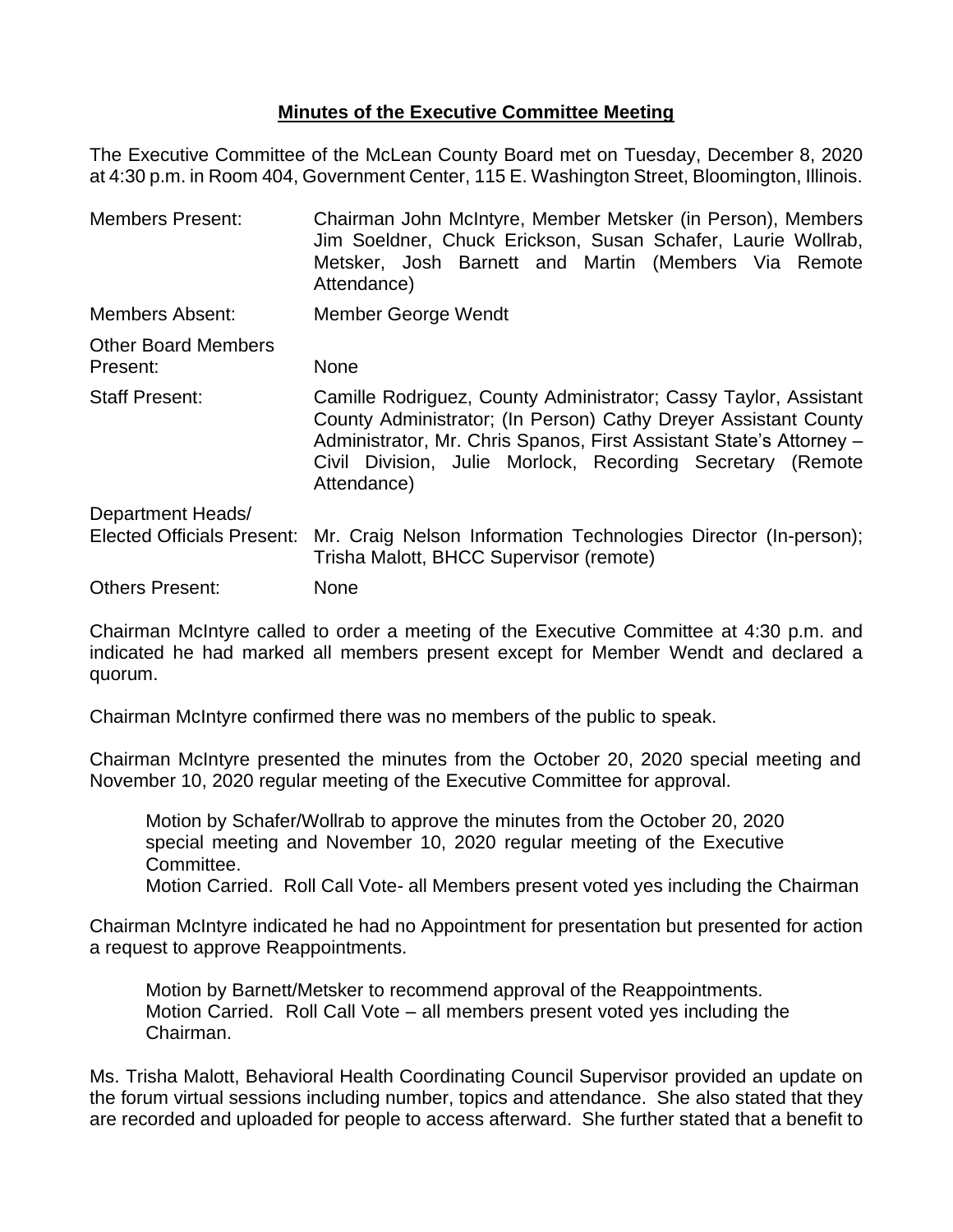**Minutes of the Executive Committee Meeting**

The Executive Committee of the McLean County Board met on Tuesday, December 8, 2020 at 4:30 p.m. in Room 404, Government Center, 115 E. Washington Street, Bloomington, Illinois.

| | |
|---|---|
| Members Present: | Chairman John McIntyre, Member Metsker (in Person), Members Jim Soeldner, Chuck Erickson, Susan Schafer, Laurie Wollrab, Metsker, Josh Barnett and Martin (Members Via Remote Attendance) |
| Members Absent: | Member George Wendt |
| Other Board Members Present: | None |
| Staff Present: | Camille Rodriguez, County Administrator; Cassy Taylor, Assistant County Administrator; (In Person) Cathy Dreyer Assistant County Administrator, Mr. Chris Spanos, First Assistant State's Attorney – Civil Division, Julie Morlock, Recording Secretary (Remote Attendance) |
| Department Heads/ Elected Officials Present: | Mr. Craig Nelson Information Technologies Director (In-person); Trisha Malott, BHCC Supervisor (remote) |
| Others Present: | None |

Chairman McIntyre called to order a meeting of the Executive Committee at 4:30 p.m. and indicated he had marked all members present except for Member Wendt and declared a quorum.

Chairman McIntyre confirmed there was no members of the public to speak.

Chairman McIntyre presented the minutes from the October 20, 2020 special meeting and November 10, 2020 regular meeting of the Executive Committee for approval.

> Motion by Schafer/Wollrab to approve the minutes from the October 20, 2020 special meeting and November 10, 2020 regular meeting of the Executive Committee.
> Motion Carried. Roll Call Vote- all Members present voted yes including the Chairman

Chairman McIntyre indicated he had no Appointment for presentation but presented for action a request to approve Reappointments.

> Motion by Barnett/Metsker to recommend approval of the Reappointments.
> Motion Carried. Roll Call Vote – all members present voted yes including the Chairman.

Ms. Trisha Malott, Behavioral Health Coordinating Council Supervisor provided an update on the forum virtual sessions including number, topics and attendance. She also stated that they are recorded and uploaded for people to access afterward. She further stated that a benefit to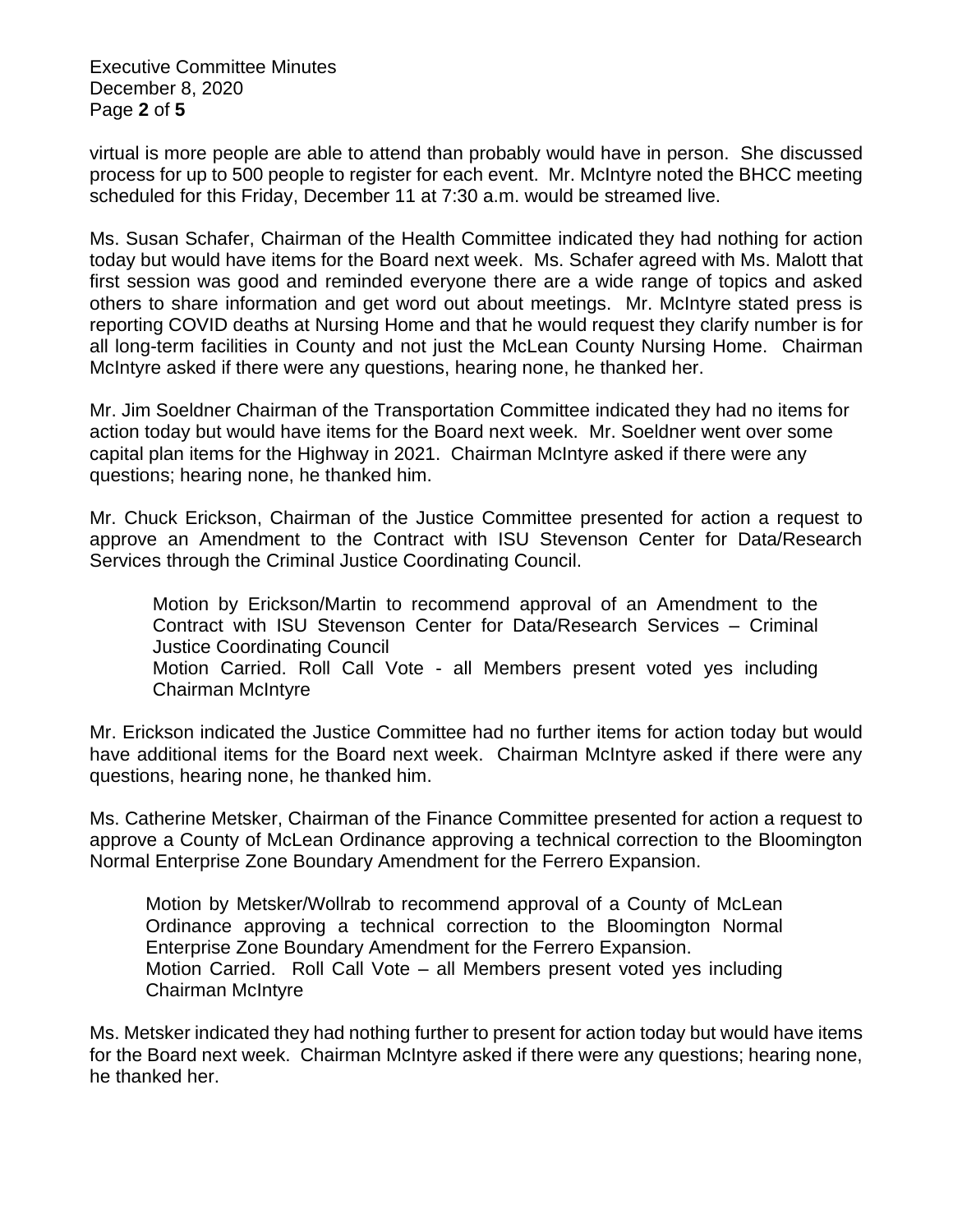virtual is more people are able to attend than probably would have in person. She discussed process for up to 500 people to register for each event. Mr. McIntyre noted the BHCC meeting scheduled for this Friday, December 11 at 7:30 a.m. would be streamed live.

Ms. Susan Schafer, Chairman of the Health Committee indicated they had nothing for action today but would have items for the Board next week. Ms. Schafer agreed with Ms. Malott that first session was good and reminded everyone there are a wide range of topics and asked others to share information and get word out about meetings. Mr. McIntyre stated press is reporting COVID deaths at Nursing Home and that he would request they clarify number is for all long-term facilities in County and not just the McLean County Nursing Home. Chairman McIntyre asked if there were any questions, hearing none, he thanked her.

Mr. Jim Soeldner Chairman of the Transportation Committee indicated they had no items for action today but would have items for the Board next week. Mr. Soeldner went over some capital plan items for the Highway in 2021. Chairman McIntyre asked if there were any questions; hearing none, he thanked him.

Mr. Chuck Erickson, Chairman of the Justice Committee presented for action a request to approve an Amendment to the Contract with ISU Stevenson Center for Data/Research Services through the Criminal Justice Coordinating Council.

> Motion by Erickson/Martin to recommend approval of an Amendment to the Contract with ISU Stevenson Center for Data/Research Services – Criminal Justice Coordinating Council
> Motion Carried. Roll Call Vote - all Members present voted yes including Chairman McIntyre

Mr. Erickson indicated the Justice Committee had no further items for action today but would have additional items for the Board next week. Chairman McIntyre asked if there were any questions, hearing none, he thanked him.

Ms. Catherine Metsker, Chairman of the Finance Committee presented for action a request to approve a County of McLean Ordinance approving a technical correction to the Bloomington Normal Enterprise Zone Boundary Amendment for the Ferrero Expansion.

> Motion by Metsker/Wollrab to recommend approval of a County of McLean Ordinance approving a technical correction to the Bloomington Normal Enterprise Zone Boundary Amendment for the Ferrero Expansion.
> Motion Carried. Roll Call Vote – all Members present voted yes including Chairman McIntyre

Ms. Metsker indicated they had nothing further to present for action today but would have items for the Board next week. Chairman McIntyre asked if there were any questions; hearing none, he thanked her.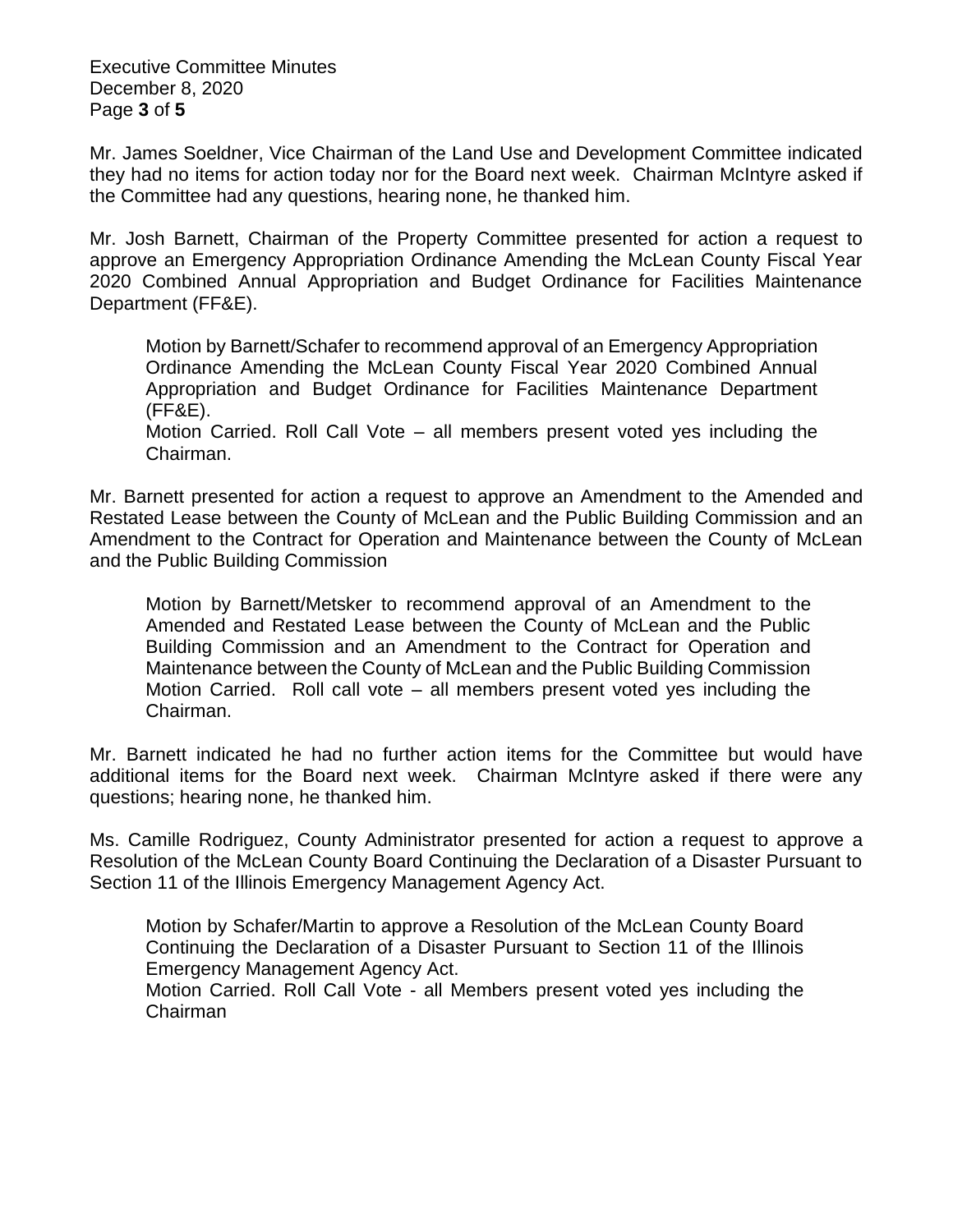Mr. James Soeldner, Vice Chairman of the Land Use and Development Committee indicated they had no items for action today nor for the Board next week. Chairman McIntyre asked if the Committee had any questions, hearing none, he thanked him.

Mr. Josh Barnett, Chairman of the Property Committee presented for action a request to approve an Emergency Appropriation Ordinance Amending the McLean County Fiscal Year 2020 Combined Annual Appropriation and Budget Ordinance for Facilities Maintenance Department (FF&E).

> Motion by Barnett/Schafer to recommend approval of an Emergency Appropriation Ordinance Amending the McLean County Fiscal Year 2020 Combined Annual Appropriation and Budget Ordinance for Facilities Maintenance Department (FF&E).
> Motion Carried. Roll Call Vote – all members present voted yes including the Chairman.

Mr. Barnett presented for action a request to approve an Amendment to the Amended and Restated Lease between the County of McLean and the Public Building Commission and an Amendment to the Contract for Operation and Maintenance between the County of McLean and the Public Building Commission

> Motion by Barnett/Metsker to recommend approval of an Amendment to the Amended and Restated Lease between the County of McLean and the Public Building Commission and an Amendment to the Contract for Operation and Maintenance between the County of McLean and the Public Building Commission
> Motion Carried. Roll call vote – all members present voted yes including the Chairman.

Mr. Barnett indicated he had no further action items for the Committee but would have additional items for the Board next week. Chairman McIntyre asked if there were any questions; hearing none, he thanked him.

Ms. Camille Rodriguez, County Administrator presented for action a request to approve a Resolution of the McLean County Board Continuing the Declaration of a Disaster Pursuant to Section 11 of the Illinois Emergency Management Agency Act.

> Motion by Schafer/Martin to approve a Resolution of the McLean County Board Continuing the Declaration of a Disaster Pursuant to Section 11 of the Illinois Emergency Management Agency Act.
> Motion Carried. Roll Call Vote - all Members present voted yes including the Chairman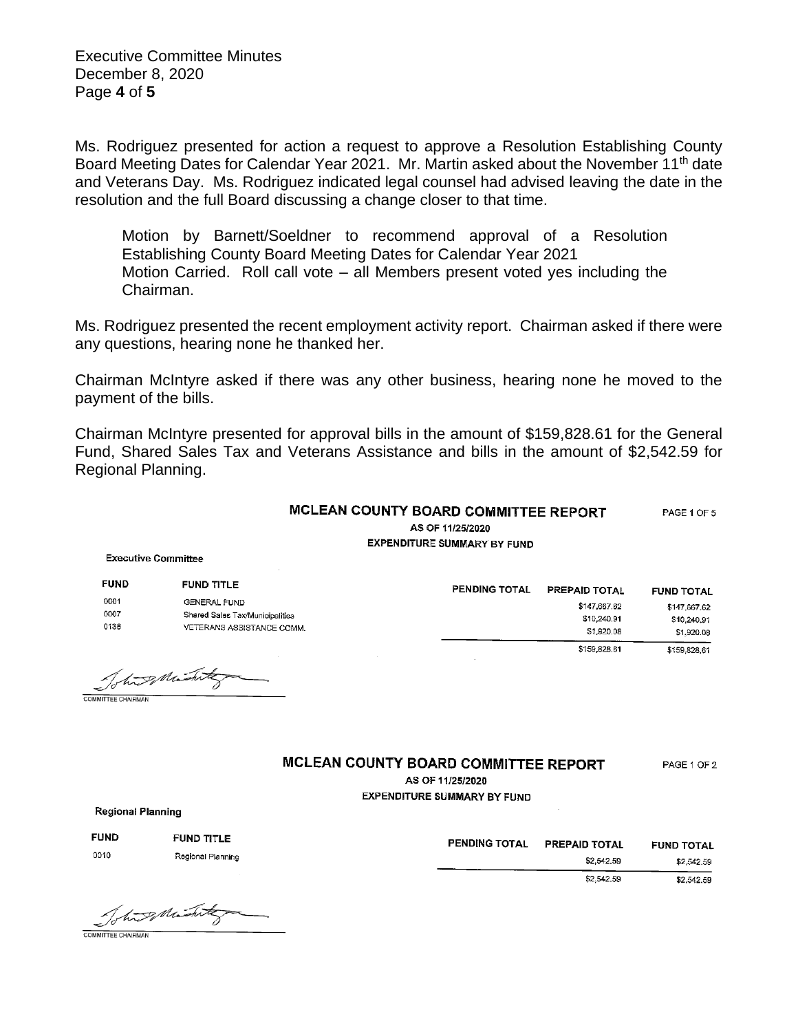Ms. Rodriguez presented for action a request to approve a Resolution Establishing County Board Meeting Dates for Calendar Year 2021. Mr. Martin asked about the November 11th date and Veterans Day. Ms. Rodriguez indicated legal counsel had advised leaving the date in the resolution and the full Board discussing a change closer to that time.

> Motion by Barnett/Soeldner to recommend approval of a Resolution Establishing County Board Meeting Dates for Calendar Year 2021
> Motion Carried. Roll call vote – all Members present voted yes including the Chairman.

Ms. Rodriguez presented the recent employment activity report. Chairman asked if there were any questions, hearing none he thanked her.

Chairman McIntyre asked if there was any other business, hearing none he moved to the payment of the bills.

Chairman McIntyre presented for approval bills in the amount of $159,828.61 for the General Fund, Shared Sales Tax and Veterans Assistance and bills in the amount of $2,542.59 for Regional Planning.

**MCLEAN COUNTY BOARD COMMITTEE REPORT** PAGE 1 OF 5

**AS OF 11/25/2020**

**EXPENDITURE SUMMARY BY FUND**

**Executive Committee**

| FUND | FUND TITLE | PENDING TOTAL | PREPAID TOTAL | FUND TOTAL |
|---|---|---|---|---|
| 0001 | GENERAL FUND | | $147,667.62 | $147,667.62 |
| 0007 | Shared Sales Tax/Municipalities | | $10,240.91 | $10,240.91 |
| 0136 | VETERANS ASSISTANCE COMM. | | $1,920.08 | $1,920.08 |
| | | | $159,828.61 | $159,828.61 |

COMMITTEE CHAIRMAN

**MCLEAN COUNTY BOARD COMMITTEE REPORT** PAGE 1 OF 2

**AS OF 11/25/2020**

**EXPENDITURE SUMMARY BY FUND**

**Regional Planning**

| FUND | FUND TITLE | PENDING TOTAL | PREPAID TOTAL | FUND TOTAL |
|---|---|---|---|---|
| 0010 | Regional Planning | | $2,542.59 | $2,542.59 |
| | | | $2,542.59 | $2,542.59 |

COMMITTEE CHAIRMAN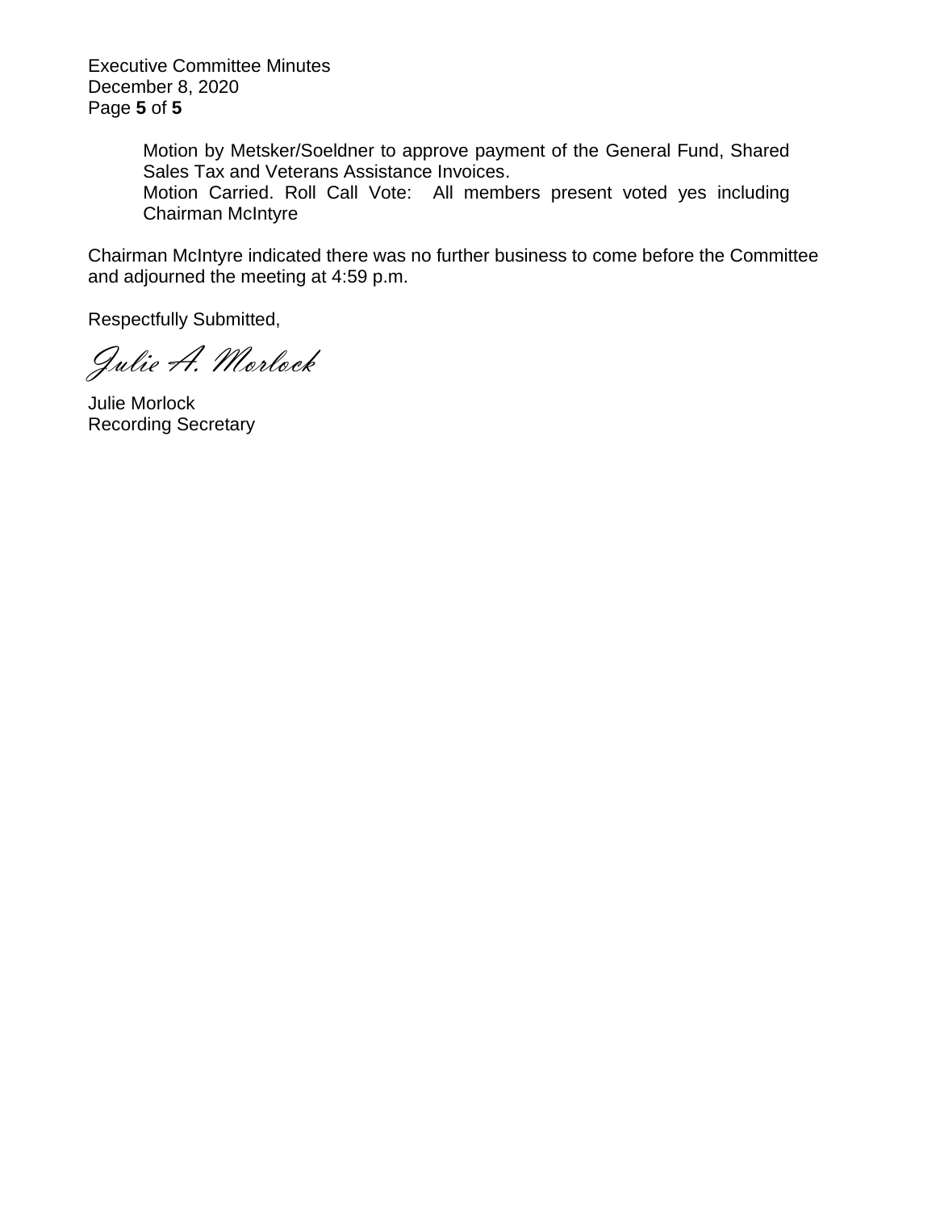Motion by Metsker/Soeldner to approve payment of the General Fund, Shared Sales Tax and Veterans Assistance Invoices.
Motion Carried. Roll Call Vote: All members present voted yes including Chairman McIntyre

Chairman McIntyre indicated there was no further business to come before the Committee and adjourned the meeting at 4:59 p.m.

Respectfully Submitted,

*Julie A. Morlock*

Julie Morlock
Recording Secretary